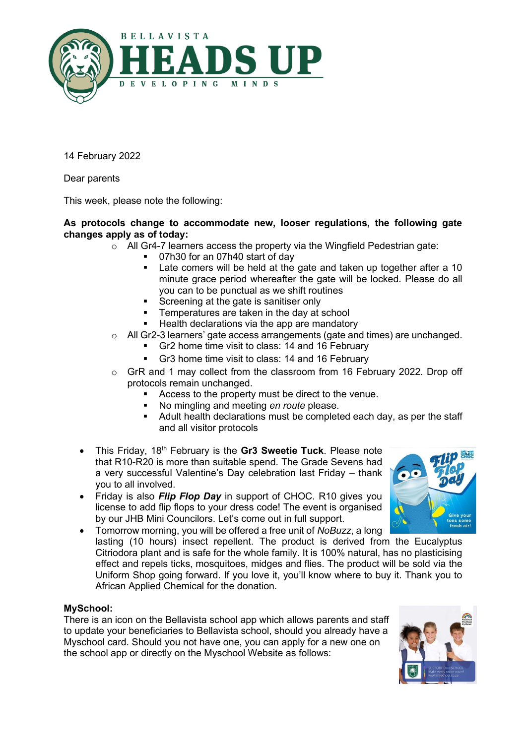14 February 2022

Dear parents

This week, please note the following:

**As protocols change to accommodate new, looser regulations, the following gate changes apply as of today:**

- All Gr4-7 learners access the property via the Wingfield Pedestrian gate:
  - 07h30 for an 07h40 start of day
  - Late comers will be held at the gate and taken up together after a 10 minute grace period whereafter the gate will be locked. Please do all you can to be punctual as we shift routines
  - Screening at the gate is sanitiser only
  - Temperatures are taken in the day at school
  - Health declarations via the app are mandatory
- All Gr2-3 learners' gate access arrangements (gate and times) are unchanged.
  - Gr2 home time visit to class: 14 and 16 February
  - Gr3 home time visit to class: 14 and 16 February
- GrR and 1 may collect from the classroom from 16 February 2022. Drop off protocols remain unchanged.
  - Access to the property must be direct to the venue.
  - No mingling and meeting *en route* please.
  - Adult health declarations must be completed each day, as per the staff and all visitor protocols

- This Friday, 18th February is the **Gr3 Sweetie Tuck**. Please note that R10-R20 is more than suitable spend. The Grade Sevens had a very successful Valentine's Day celebration last Friday – thank you to all involved.
- Friday is also ***Flip Flop Day*** in support of CHOC. R10 gives you license to add flip flops to your dress code! The event is organised by our JHB Mini Councilors. Let's come out in full support.
- Tomorrow morning, you will be offered a free unit of *NoBuzz*, a long lasting (10 hours) insect repellent. The product is derived from the Eucalyptus Citriodora plant and is safe for the whole family. It is 100% natural, has no plasticising effect and repels ticks, mosquitoes, midges and flies. The product will be sold via the Uniform Shop going forward. If you love it, you'll know where to buy it. Thank you to African Applied Chemical for the donation.

**MySchool:**

There is an icon on the Bellavista school app which allows parents and staff to update your beneficiaries to Bellavista school, should you already have a Myschool card. Should you not have one, you can apply for a new one on the school app or directly on the Myschool Website as follows: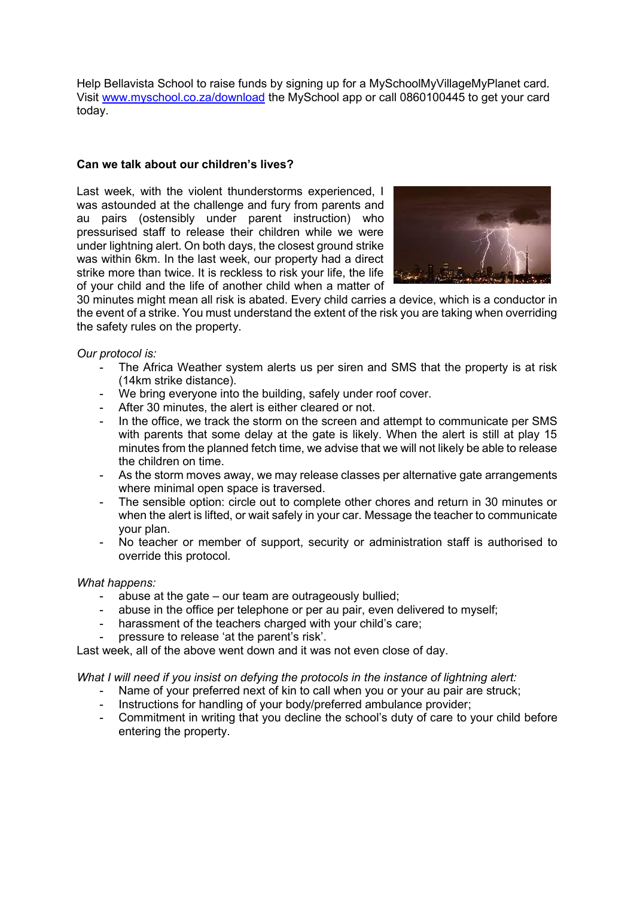Help Bellavista School to raise funds by signing up for a MySchoolMyVillageMyPlanet card. Visit [www.myschool.co.za/download](www.myschool.co.za/download) the MySchool app or call 0860100445 to get your card today.

**Can we talk about our children's lives?**

Last week, with the violent thunderstorms experienced, I was astounded at the challenge and fury from parents and au pairs (ostensibly under parent instruction) who pressurised staff to release their children while we were under lightning alert. On both days, the closest ground strike was within 6km. In the last week, our property had a direct strike more than twice. It is reckless to risk your life, the life of your child and the life of another child when a matter of 30 minutes might mean all risk is abated. Every child carries a device, which is a conductor in the event of a strike. You must understand the extent of the risk you are taking when overriding the safety rules on the property.

*Our protocol is:*

- The Africa Weather system alerts us per siren and SMS that the property is at risk (14km strike distance).
- We bring everyone into the building, safely under roof cover.
- After 30 minutes, the alert is either cleared or not.
- In the office, we track the storm on the screen and attempt to communicate per SMS with parents that some delay at the gate is likely. When the alert is still at play 15 minutes from the planned fetch time, we advise that we will not likely be able to release the children on time.
- As the storm moves away, we may release classes per alternative gate arrangements where minimal open space is traversed.
- The sensible option: circle out to complete other chores and return in 30 minutes or when the alert is lifted, or wait safely in your car. Message the teacher to communicate your plan.
- No teacher or member of support, security or administration staff is authorised to override this protocol.

*What happens:*

- abuse at the gate – our team are outrageously bullied;
- abuse in the office per telephone or per au pair, even delivered to myself;
- harassment of the teachers charged with your child's care;
- pressure to release 'at the parent's risk'.

Last week, all of the above went down and it was not even close of day.

*What I will need if you insist on defying the protocols in the instance of lightning alert:*

- Name of your preferred next of kin to call when you or your au pair are struck;
- Instructions for handling of your body/preferred ambulance provider;
- Commitment in writing that you decline the school's duty of care to your child before entering the property.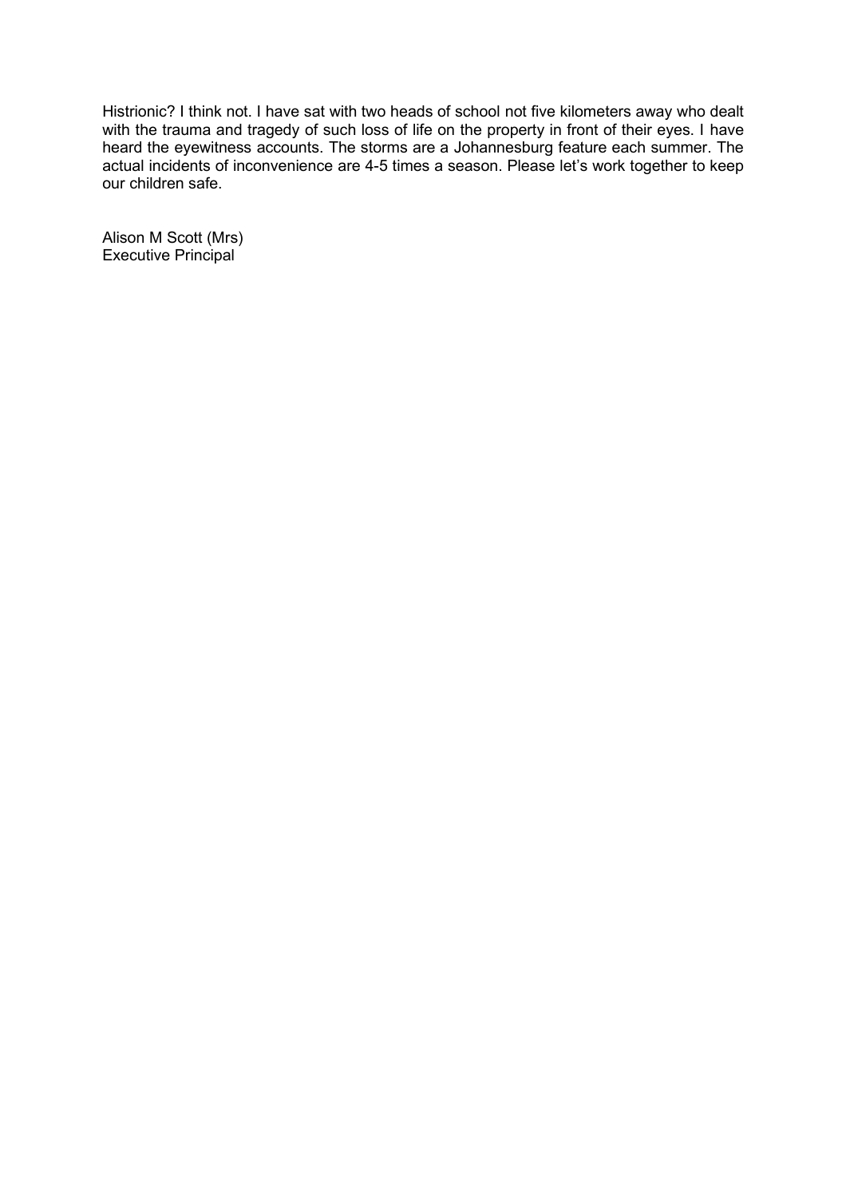Histrionic? I think not. I have sat with two heads of school not five kilometers away who dealt with the trauma and tragedy of such loss of life on the property in front of their eyes. I have heard the eyewitness accounts. The storms are a Johannesburg feature each summer. The actual incidents of inconvenience are 4-5 times a season. Please let's work together to keep our children safe.

Alison M Scott (Mrs)
Executive Principal